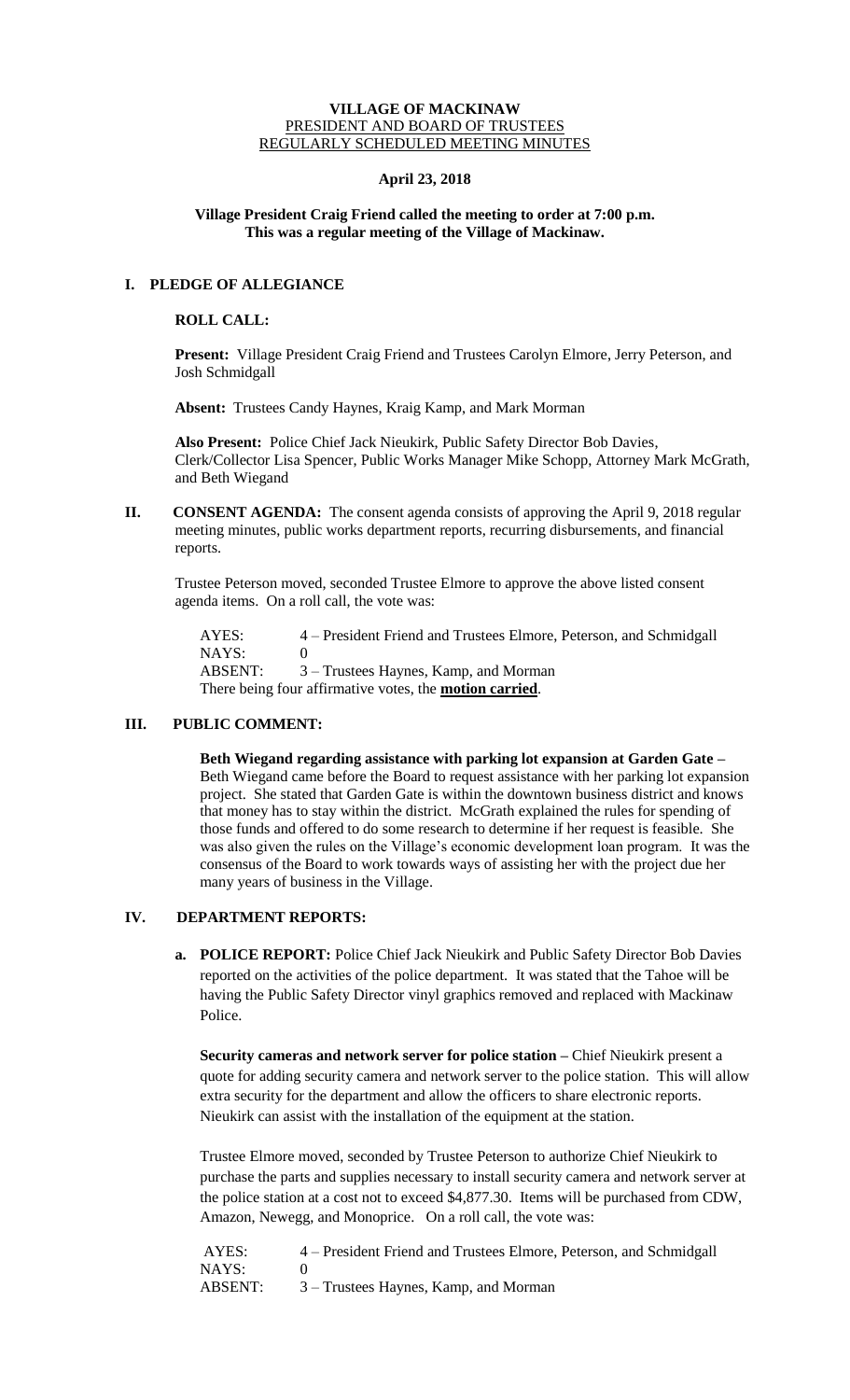**VILLAGE OF MACKINAW**
PRESIDENT AND BOARD OF TRUSTEES
REGULARLY SCHEDULED MEETING MINUTES

**April 23, 2018**

**Village President Craig Friend called the meeting to order at 7:00 p.m.**
**This was a regular meeting of the Village of Mackinaw.**

## I. PLEDGE OF ALLEGIANCE

**ROLL CALL:**

**Present:** Village President Craig Friend and Trustees Carolyn Elmore, Jerry Peterson, and Josh Schmidgall

**Absent:** Trustees Candy Haynes, Kraig Kamp, and Mark Morman

**Also Present:** Police Chief Jack Nieukirk, Public Safety Director Bob Davies, Clerk/Collector Lisa Spencer, Public Works Manager Mike Schopp, Attorney Mark McGrath, and Beth Wiegand

## II. CONSENT AGENDA:

The consent agenda consists of approving the April 9, 2018 regular meeting minutes, public works department reports, recurring disbursements, and financial reports.

Trustee Peterson moved, seconded Trustee Elmore to approve the above listed consent agenda items. On a roll call, the vote was:

AYES: 4 – President Friend and Trustees Elmore, Peterson, and Schmidgall
NAYS: 0
ABSENT: 3 – Trustees Haynes, Kamp, and Morman
There being four affirmative votes, the **motion carried**.

## III. PUBLIC COMMENT:

**Beth Wiegand regarding assistance with parking lot expansion at Garden Gate –** Beth Wiegand came before the Board to request assistance with her parking lot expansion project. She stated that Garden Gate is within the downtown business district and knows that money has to stay within the district. McGrath explained the rules for spending of those funds and offered to do some research to determine if her request is feasible. She was also given the rules on the Village's economic development loan program. It was the consensus of the Board to work towards ways of assisting her with the project due her many years of business in the Village.

## IV. DEPARTMENT REPORTS:

**a. POLICE REPORT:** Police Chief Jack Nieukirk and Public Safety Director Bob Davies reported on the activities of the police department. It was stated that the Tahoe will be having the Public Safety Director vinyl graphics removed and replaced with Mackinaw Police.

**Security cameras and network server for police station –** Chief Nieukirk present a quote for adding security camera and network server to the police station. This will allow extra security for the department and allow the officers to share electronic reports. Nieukirk can assist with the installation of the equipment at the station.

Trustee Elmore moved, seconded by Trustee Peterson to authorize Chief Nieukirk to purchase the parts and supplies necessary to install security camera and network server at the police station at a cost not to exceed $4,877.30. Items will be purchased from CDW, Amazon, Newegg, and Monoprice. On a roll call, the vote was:

AYES: 4 – President Friend and Trustees Elmore, Peterson, and Schmidgall
NAYS: 0
ABSENT: 3 – Trustees Haynes, Kamp, and Morman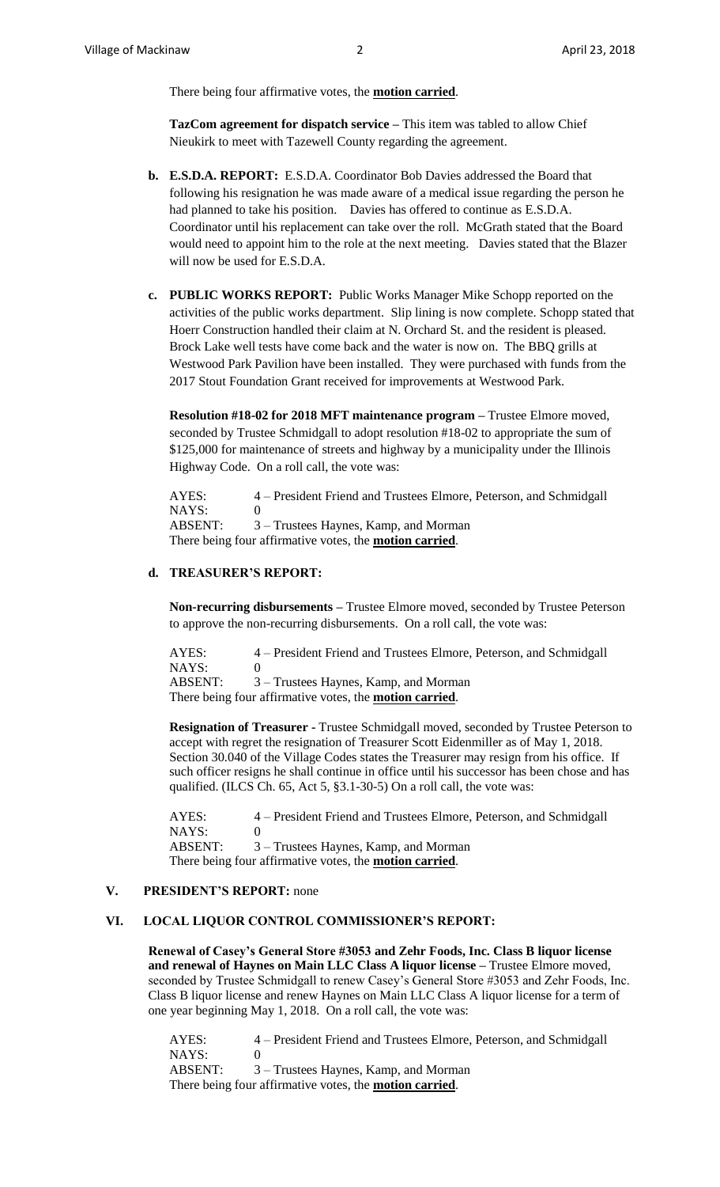There being four affirmative votes, the **motion carried**.

**TazCom agreement for dispatch service –** This item was tabled to allow Chief Nieukirk to meet with Tazewell County regarding the agreement.

**b. E.S.D.A. REPORT:** E.S.D.A. Coordinator Bob Davies addressed the Board that following his resignation he was made aware of a medical issue regarding the person he had planned to take his position. Davies has offered to continue as E.S.D.A. Coordinator until his replacement can take over the roll. McGrath stated that the Board would need to appoint him to the role at the next meeting. Davies stated that the Blazer will now be used for E.S.D.A.

**c. PUBLIC WORKS REPORT:** Public Works Manager Mike Schopp reported on the activities of the public works department. Slip lining is now complete. Schopp stated that Hoerr Construction handled their claim at N. Orchard St. and the resident is pleased. Brock Lake well tests have come back and the water is now on. The BBQ grills at Westwood Park Pavilion have been installed. They were purchased with funds from the 2017 Stout Foundation Grant received for improvements at Westwood Park.

**Resolution #18-02 for 2018 MFT maintenance program –** Trustee Elmore moved, seconded by Trustee Schmidgall to adopt resolution #18-02 to appropriate the sum of $125,000 for maintenance of streets and highway by a municipality under the Illinois Highway Code. On a roll call, the vote was:

AYES: 4 – President Friend and Trustees Elmore, Peterson, and Schmidgall
NAYS: 0
ABSENT: 3 – Trustees Haynes, Kamp, and Morman
There being four affirmative votes, the **motion carried**.

**d. TREASURER'S REPORT:**

**Non-recurring disbursements –** Trustee Elmore moved, seconded by Trustee Peterson to approve the non-recurring disbursements. On a roll call, the vote was:

AYES: 4 – President Friend and Trustees Elmore, Peterson, and Schmidgall
NAYS: 0
ABSENT: 3 – Trustees Haynes, Kamp, and Morman
There being four affirmative votes, the **motion carried**.

**Resignation of Treasurer -** Trustee Schmidgall moved, seconded by Trustee Peterson to accept with regret the resignation of Treasurer Scott Eidenmiller as of May 1, 2018. Section 30.040 of the Village Codes states the Treasurer may resign from his office. If such officer resigns he shall continue in office until his successor has been chose and has qualified. (ILCS Ch. 65, Act 5, §3.1-30-5) On a roll call, the vote was:

AYES: 4 – President Friend and Trustees Elmore, Peterson, and Schmidgall
NAYS: 0
ABSENT: 3 – Trustees Haynes, Kamp, and Morman
There being four affirmative votes, the **motion carried**.

## V. PRESIDENT'S REPORT: none

## VI. LOCAL LIQUOR CONTROL COMMISSIONER'S REPORT:

**Renewal of Casey's General Store #3053 and Zehr Foods, Inc. Class B liquor license and renewal of Haynes on Main LLC Class A liquor license –** Trustee Elmore moved, seconded by Trustee Schmidgall to renew Casey's General Store #3053 and Zehr Foods, Inc. Class B liquor license and renew Haynes on Main LLC Class A liquor license for a term of one year beginning May 1, 2018. On a roll call, the vote was:

AYES: 4 – President Friend and Trustees Elmore, Peterson, and Schmidgall
NAYS: 0
ABSENT: 3 – Trustees Haynes, Kamp, and Morman
There being four affirmative votes, the **motion carried**.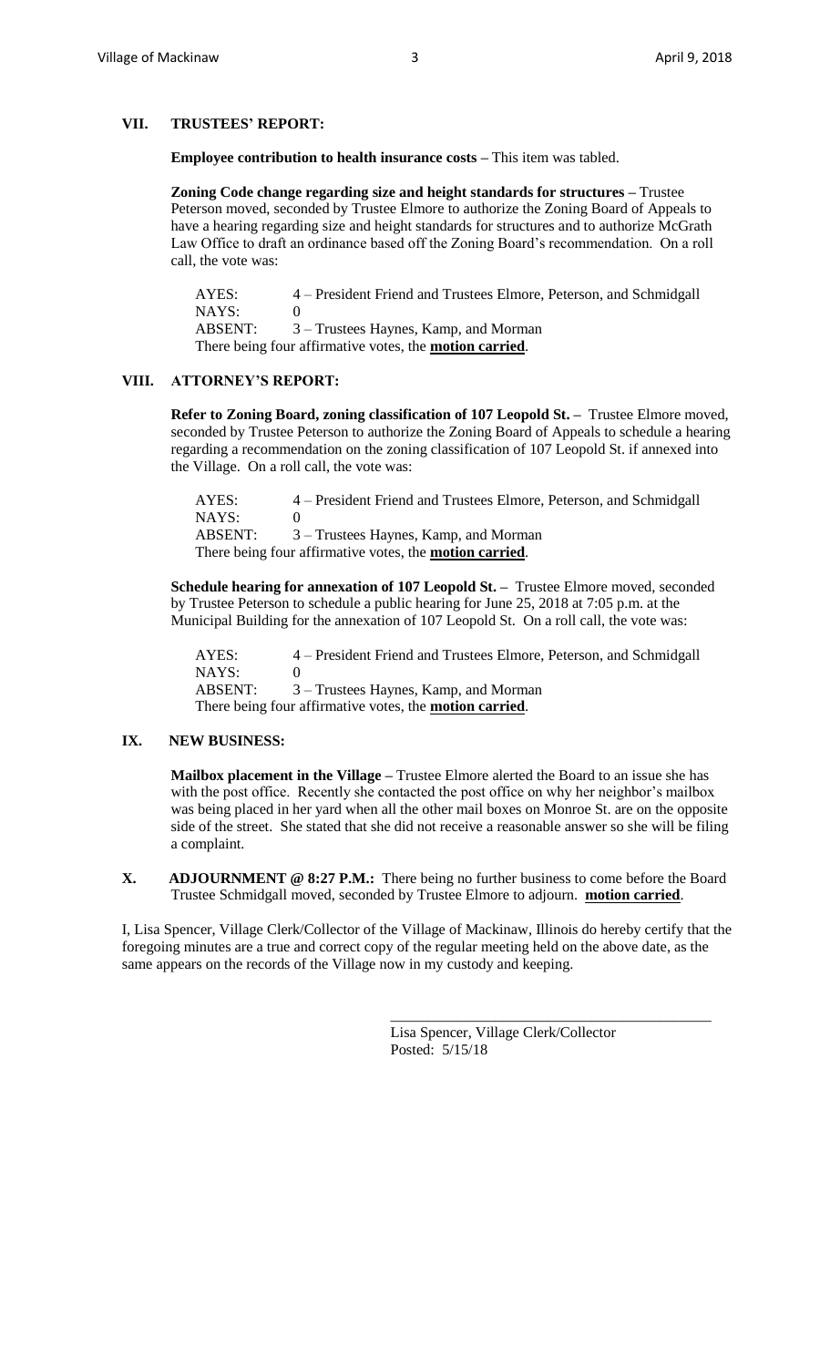## VII. TRUSTEES' REPORT:

**Employee contribution to health insurance costs –** This item was tabled.

**Zoning Code change regarding size and height standards for structures –** Trustee Peterson moved, seconded by Trustee Elmore to authorize the Zoning Board of Appeals to have a hearing regarding size and height standards for structures and to authorize McGrath Law Office to draft an ordinance based off the Zoning Board's recommendation. On a roll call, the vote was:

AYES: 4 – President Friend and Trustees Elmore, Peterson, and Schmidgall
NAYS: 0
ABSENT: 3 – Trustees Haynes, Kamp, and Morman
There being four affirmative votes, the **motion carried**.

## VIII. ATTORNEY'S REPORT:

**Refer to Zoning Board, zoning classification of 107 Leopold St. –** Trustee Elmore moved, seconded by Trustee Peterson to authorize the Zoning Board of Appeals to schedule a hearing regarding a recommendation on the zoning classification of 107 Leopold St. if annexed into the Village. On a roll call, the vote was:

AYES: 4 – President Friend and Trustees Elmore, Peterson, and Schmidgall
NAYS: 0
ABSENT: 3 – Trustees Haynes, Kamp, and Morman
There being four affirmative votes, the **motion carried**.

**Schedule hearing for annexation of 107 Leopold St. –** Trustee Elmore moved, seconded by Trustee Peterson to schedule a public hearing for June 25, 2018 at 7:05 p.m. at the Municipal Building for the annexation of 107 Leopold St. On a roll call, the vote was:

AYES: 4 – President Friend and Trustees Elmore, Peterson, and Schmidgall
NAYS: 0
ABSENT: 3 – Trustees Haynes, Kamp, and Morman
There being four affirmative votes, the **motion carried**.

## IX. NEW BUSINESS:

**Mailbox placement in the Village –** Trustee Elmore alerted the Board to an issue she has with the post office. Recently she contacted the post office on why her neighbor's mailbox was being placed in her yard when all the other mail boxes on Monroe St. are on the opposite side of the street. She stated that she did not receive a reasonable answer so she will be filing a complaint.

## X. ADJOURNMENT @ 8:27 P.M.:

There being no further business to come before the Board Trustee Schmidgall moved, seconded by Trustee Elmore to adjourn. **motion carried**.

I, Lisa Spencer, Village Clerk/Collector of the Village of Mackinaw, Illinois do hereby certify that the foregoing minutes are a true and correct copy of the regular meeting held on the above date, as the same appears on the records of the Village now in my custody and keeping.

\_\_\_\_\_\_\_\_\_\_\_\_\_\_\_\_\_\_\_\_\_\_\_\_\_\_\_\_\_\_\_\_\_\_\_\_\_\_\_\_

Lisa Spencer, Village Clerk/Collector
Posted: 5/15/18